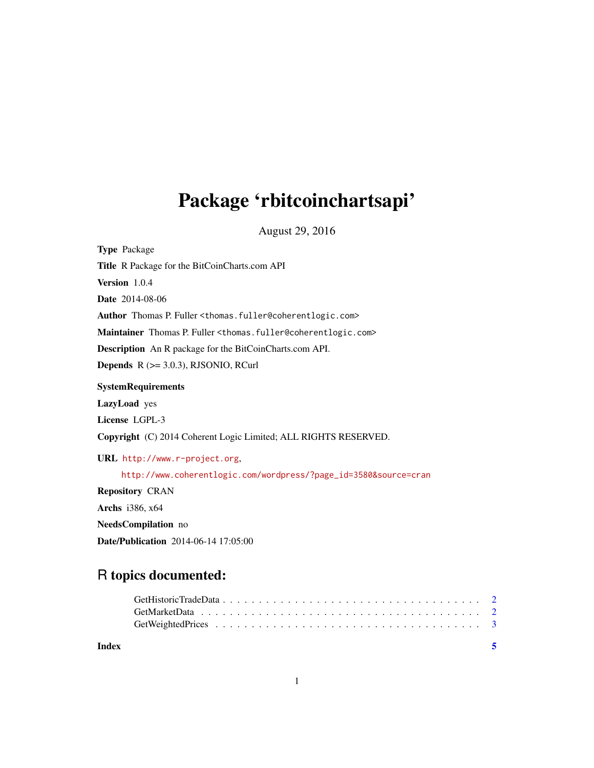# Package 'rbitcoinchartsapi'

August 29, 2016

**Type** Package

**Title** R Package for the BitCoinCharts.com API

**Version** 1.0.4

**Date** 2014-08-06

**Author** Thomas P. Fuller <thomas.fuller@coherentlogic.com>

**Maintainer** Thomas P. Fuller <thomas.fuller@coherentlogic.com>

**Description** An R package for the BitCoinCharts.com API.

**Depends** R (>= 3.0.3), RJSONIO, RCurl

**SystemRequirements**

**LazyLoad** yes

**License** LGPL-3

**Copyright** (C) 2014 Coherent Logic Limited; ALL RIGHTS RESERVED.

**URL** http://www.r-project.org,
http://www.coherentlogic.com/wordpress/?page_id=3580&source=cran

**Repository** CRAN

**Archs** i386, x64

**NeedsCompilation** no

**Date/Publication** 2014-06-14 17:05:00

## R topics documented:

- GetHistoricTradeData . . . . . . . . . . . . . . . . . . . . . . . . . . . . . . . . . . . . 2
- GetMarketData . . . . . . . . . . . . . . . . . . . . . . . . . . . . . . . . . . . . . . . . 2
- GetWeightedPrices . . . . . . . . . . . . . . . . . . . . . . . . . . . . . . . . . . . . . . 3

**Index** 5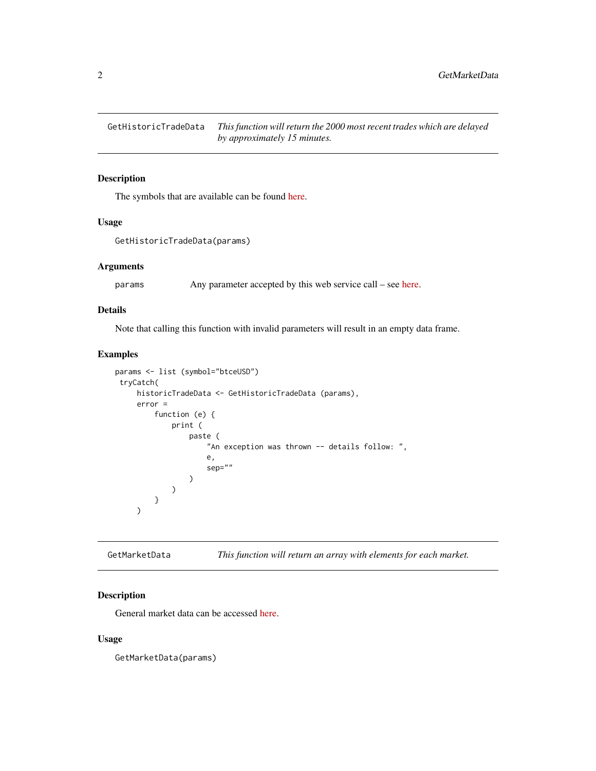## GetHistoricTradeData

*This function will return the 2000 most recent trades which are delayed by approximately 15 minutes.*

### Description

The symbols that are available can be found here.

### Usage

```
GetHistoricTradeData(params)
```

### Arguments

| | |
|---|---|
| params | Any parameter accepted by this web service call – see here. |

### Details

Note that calling this function with invalid parameters will result in an empty data frame.

### Examples

```
params <- list (symbol="btceUSD")
 tryCatch(
     historicTradeData <- GetHistoricTradeData (params),
     error =
         function (e) {
             print (
                 paste (
                     "An exception was thrown -- details follow: ",
                     e,
                     sep=""
                 )
             )
         }
     )
```

## GetMarketData

*This function will return an array with elements for each market.*

### Description

General market data can be accessed here.

### Usage

```
GetMarketData(params)
```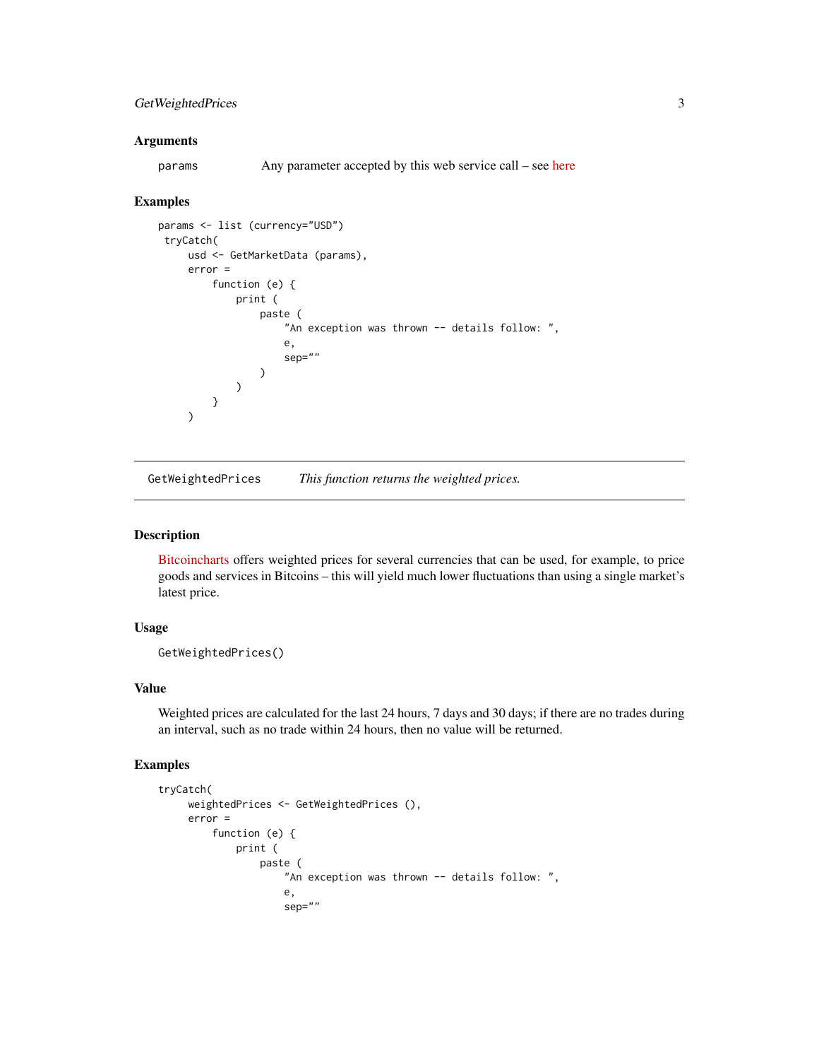### Arguments

`params` Any parameter accepted by this web service call – see here

### Examples

```
params <- list (currency="USD")
 tryCatch(
     usd <- GetMarketData (params),
     error =
         function (e) {
             print (
                 paste (
                     "An exception was thrown -- details follow: ",
                     e,
                     sep=""
                 )
             )
         }
     )
```

---

## GetWeightedPrices *This function returns the weighted prices.*

---

### Description

Bitcoincharts offers weighted prices for several currencies that can be used, for example, to price goods and services in Bitcoins – this will yield much lower fluctuations than using a single market's latest price.

### Usage

```
GetWeightedPrices()
```

### Value

Weighted prices are calculated for the last 24 hours, 7 days and 30 days; if there are no trades during an interval, such as no trade within 24 hours, then no value will be returned.

### Examples

```
tryCatch(
     weightedPrices <- GetWeightedPrices (),
     error =
         function (e) {
             print (
                 paste (
                     "An exception was thrown -- details follow: ",
                     e,
                     sep=""
```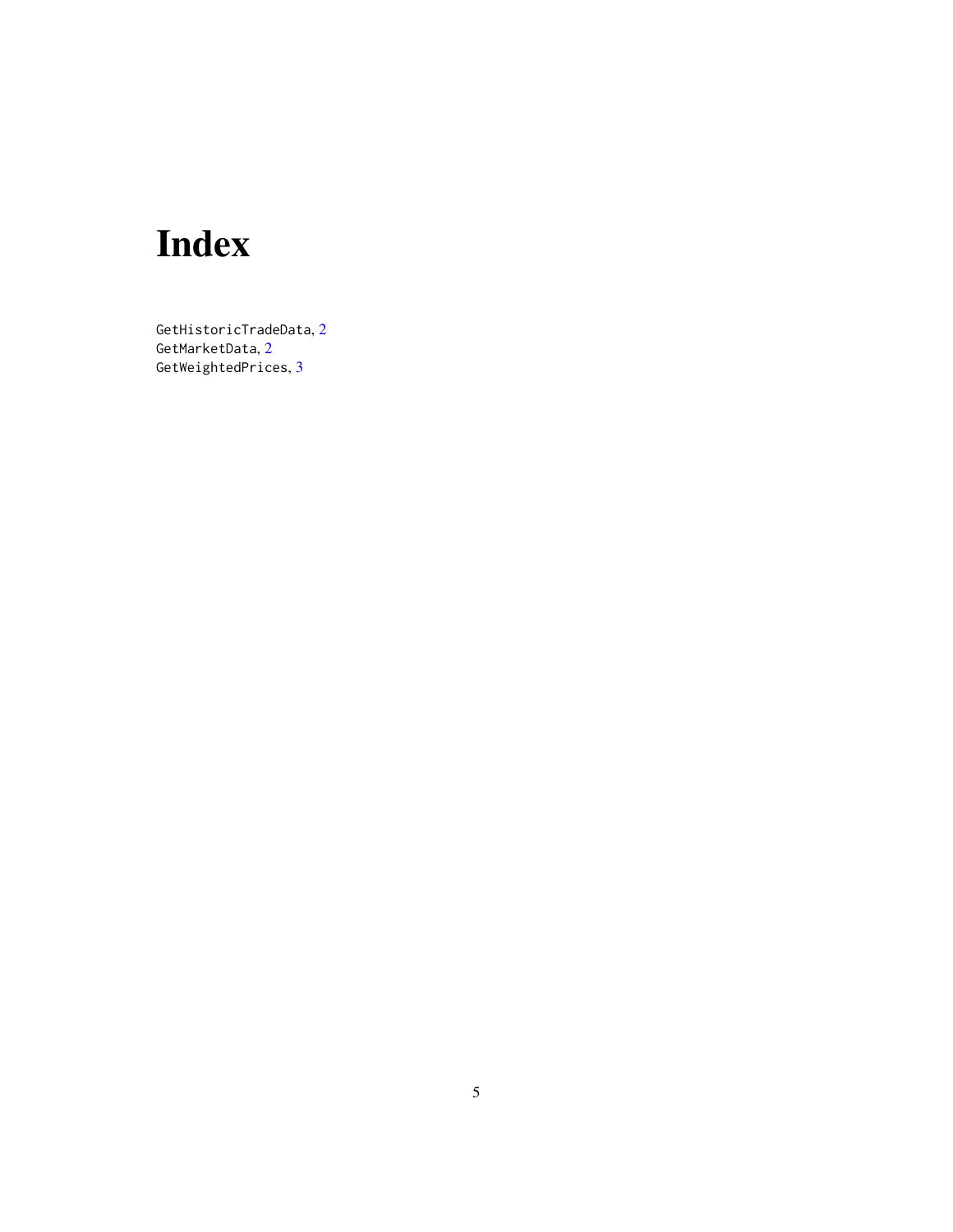# Index

GetHistoricTradeData, 2
GetMarketData, 2
GetWeightedPrices, 3